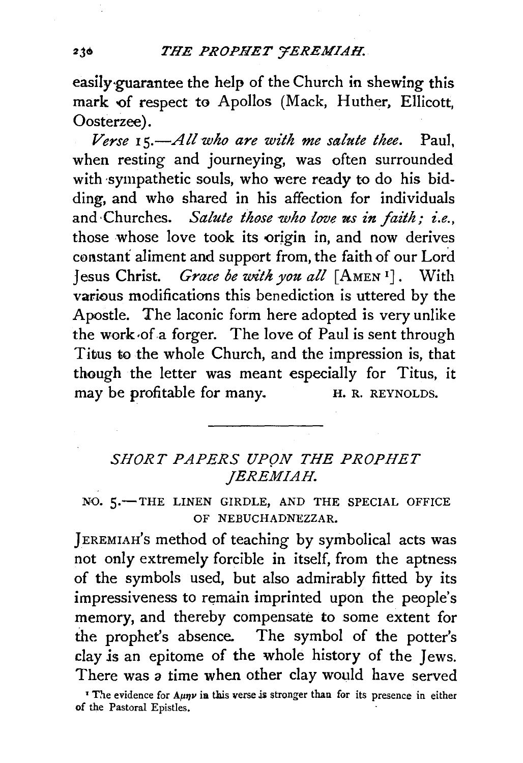easily guarantee the help of the Church in shewing this mark of respect to Apollos (Mack, Huther, Ellicott, Oosterzee).

*Verse* 15.—*All who are with me salute thee.* Paul, when resting and journeying, was often surrounded with sympathetic souls, who were ready to do his bidding, and who shared in his affection for individuals and Churches. *Salute those who love us in faith; i.e.,* those whose love took its origin in, and now derives constant aliment and support from, the faith of our Lord Jesus Christ. *Grace be with you all* [AMEN [1]]. With various modifications this benediction is uttered by the Apostle. The laconic form here adopted is very unlike the work of a forger. The love of Paul is sent through Titus to the whole Church, and the impression is, that though the letter was meant especially for Titus, it may be profitable for many.

H. R. REYNOLDS.

---

## SHORT PAPERS UPON THE PROPHET JEREMIAH.

### NO. 5.—THE LINEN GIRDLE, AND THE SPECIAL OFFICE OF NEBUCHADNEZZAR.

JEREMIAH's method of teaching by symbolical acts was not only extremely forcible in itself, from the aptness of the symbols used, but also admirably fitted by its impressiveness to remain imprinted upon the people's memory, and thereby compensate to some extent for the prophet's absence. The symbol of the potter's clay is an epitome of the whole history of the Jews. There was a time when other clay would have served

[1] The evidence for Αμην in this verse is stronger than for its presence in either of the Pastoral Epistles.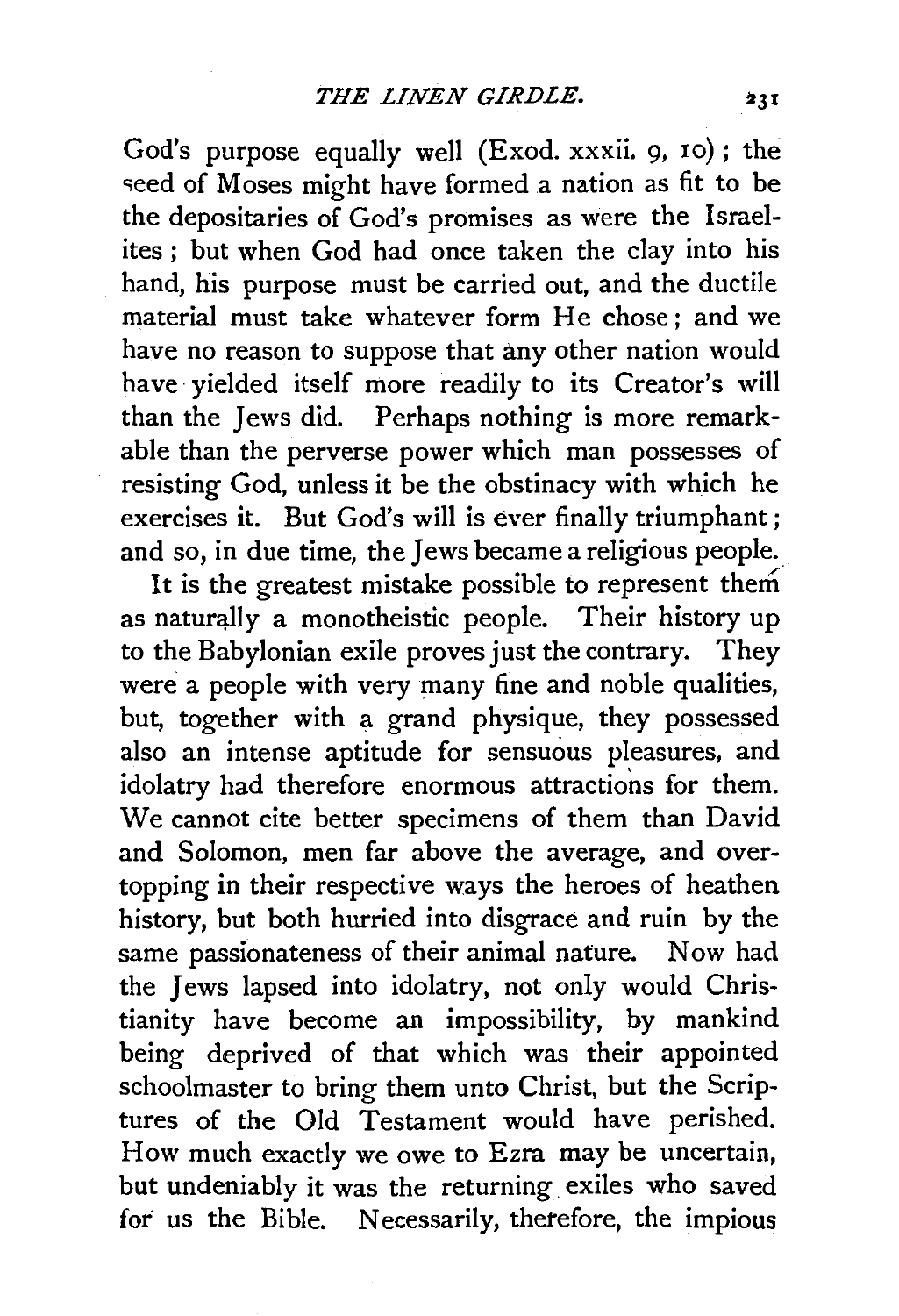God's purpose equally well (Exod. xxxii. 9, 10); the seed of Moses might have formed a nation as fit to be the depositaries of God's promises as were the Israelites; but when God had once taken the clay into his hand, his purpose must be carried out, and the ductile material must take whatever form He chose; and we have no reason to suppose that any other nation would have yielded itself more readily to its Creator's will than the Jews did. Perhaps nothing is more remarkable than the perverse power which man possesses of resisting God, unless it be the obstinacy with which he exercises it. But God's will is ever finally triumphant; and so, in due time, the Jews became a religious people.

It is the greatest mistake possible to represent them as naturally a monotheistic people. Their history up to the Babylonian exile proves just the contrary. They were a people with very many fine and noble qualities, but, together with a grand physique, they possessed also an intense aptitude for sensuous pleasures, and idolatry had therefore enormous attractions for them. We cannot cite better specimens of them than David and Solomon, men far above the average, and overtopping in their respective ways the heroes of heathen history, but both hurried into disgrace and ruin by the same passionateness of their animal nature. Now had the Jews lapsed into idolatry, not only would Christianity have become an impossibility, by mankind being deprived of that which was their appointed schoolmaster to bring them unto Christ, but the Scriptures of the Old Testament would have perished. How much exactly we owe to Ezra may be uncertain, but undeniably it was the returning exiles who saved for us the Bible. Necessarily, therefore, the impious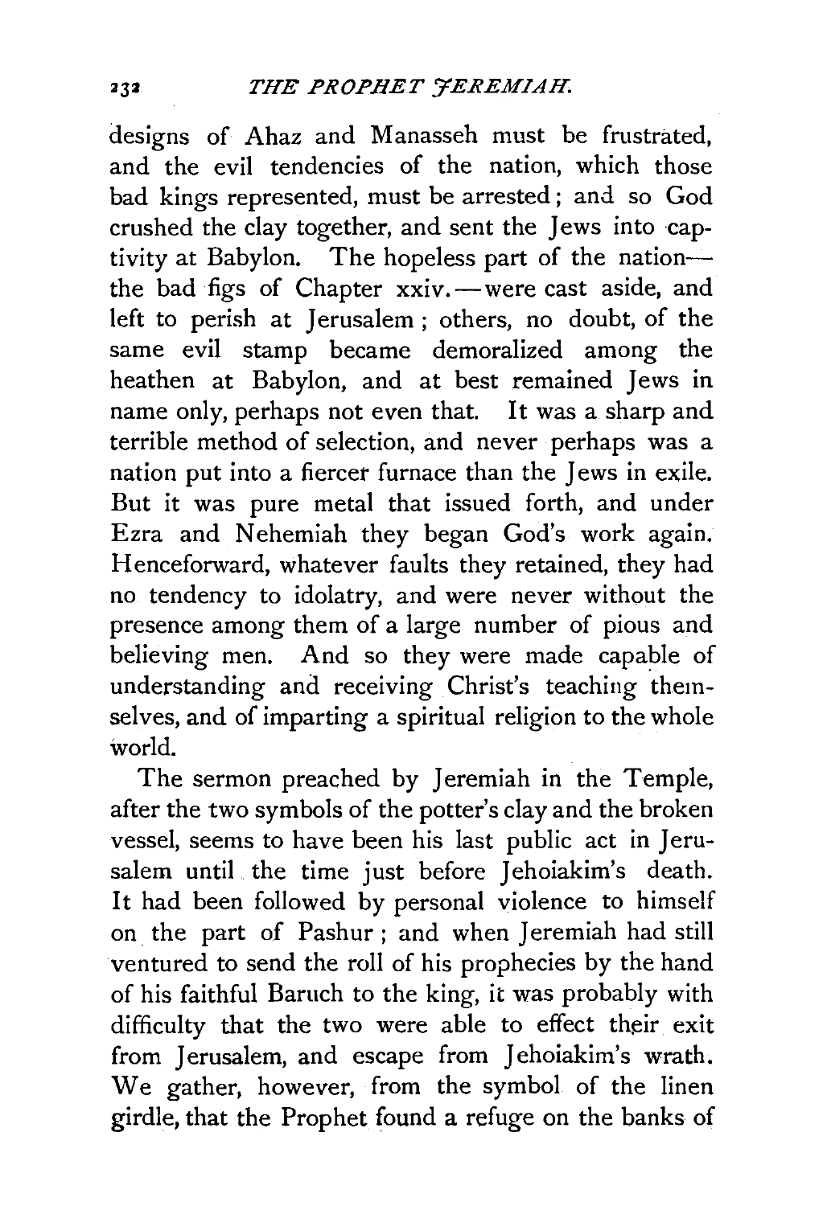designs of Ahaz and Manasseh must be frustrated, and the evil tendencies of the nation, which those bad kings represented, must be arrested; and so God crushed the clay together, and sent the Jews into captivity at Babylon. The hopeless part of the nation—the bad figs of Chapter xxiv.—were cast aside, and left to perish at Jerusalem; others, no doubt, of the same evil stamp became demoralized among the heathen at Babylon, and at best remained Jews in name only, perhaps not even that. It was a sharp and terrible method of selection, and never perhaps was a nation put into a fiercer furnace than the Jews in exile. But it was pure metal that issued forth, and under Ezra and Nehemiah they began God's work again. Henceforward, whatever faults they retained, they had no tendency to idolatry, and were never without the presence among them of a large number of pious and believing men. And so they were made capable of understanding and receiving Christ's teaching themselves, and of imparting a spiritual religion to the whole world.

The sermon preached by Jeremiah in the Temple, after the two symbols of the potter's clay and the broken vessel, seems to have been his last public act in Jerusalem until the time just before Jehoiakim's death. It had been followed by personal violence to himself on the part of Pashur; and when Jeremiah had still ventured to send the roll of his prophecies by the hand of his faithful Baruch to the king, it was probably with difficulty that the two were able to effect their exit from Jerusalem, and escape from Jehoiakim's wrath. We gather, however, from the symbol of the linen girdle, that the Prophet found a refuge on the banks of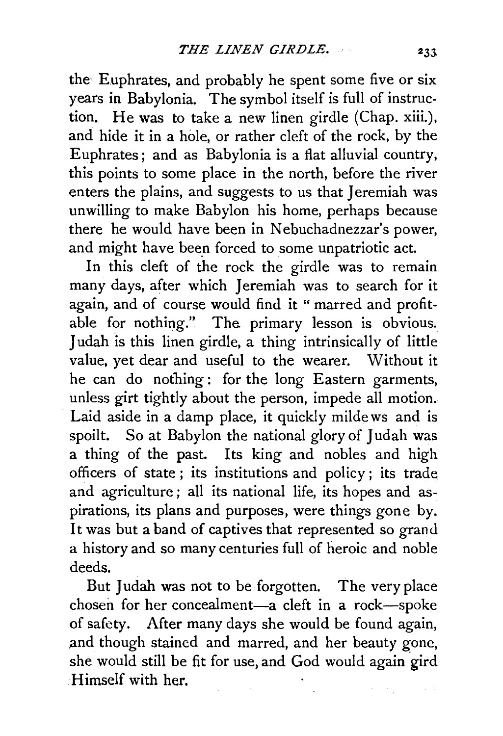the Euphrates, and probably he spent some five or six years in Babylonia. The symbol itself is full of instruction. He was to take a new linen girdle (Chap. xiii.), and hide it in a hole, or rather cleft of the rock, by the Euphrates; and as Babylonia is a flat alluvial country, this points to some place in the north, before the river enters the plains, and suggests to us that Jeremiah was unwilling to make Babylon his home, perhaps because there he would have been in Nebuchadnezzar's power, and might have been forced to some unpatriotic act.

In this cleft of the rock the girdle was to remain many days, after which Jeremiah was to search for it again, and of course would find it "marred and profitable for nothing." The primary lesson is obvious. Judah is this linen girdle, a thing intrinsically of little value, yet dear and useful to the wearer. Without it he can do nothing: for the long Eastern garments, unless girt tightly about the person, impede all motion. Laid aside in a damp place, it quickly mildews and is spoilt. So at Babylon the national glory of Judah was a thing of the past. Its king and nobles and high officers of state; its institutions and policy; its trade and agriculture; all its national life, its hopes and aspirations, its plans and purposes, were things gone by. It was but a band of captives that represented so grand a history and so many centuries full of heroic and noble deeds.

But Judah was not to be forgotten. The very place chosen for her concealment—a cleft in a rock—spoke of safety. After many days she would be found again, and though stained and marred, and her beauty gone, she would still be fit for use, and God would again gird Himself with her.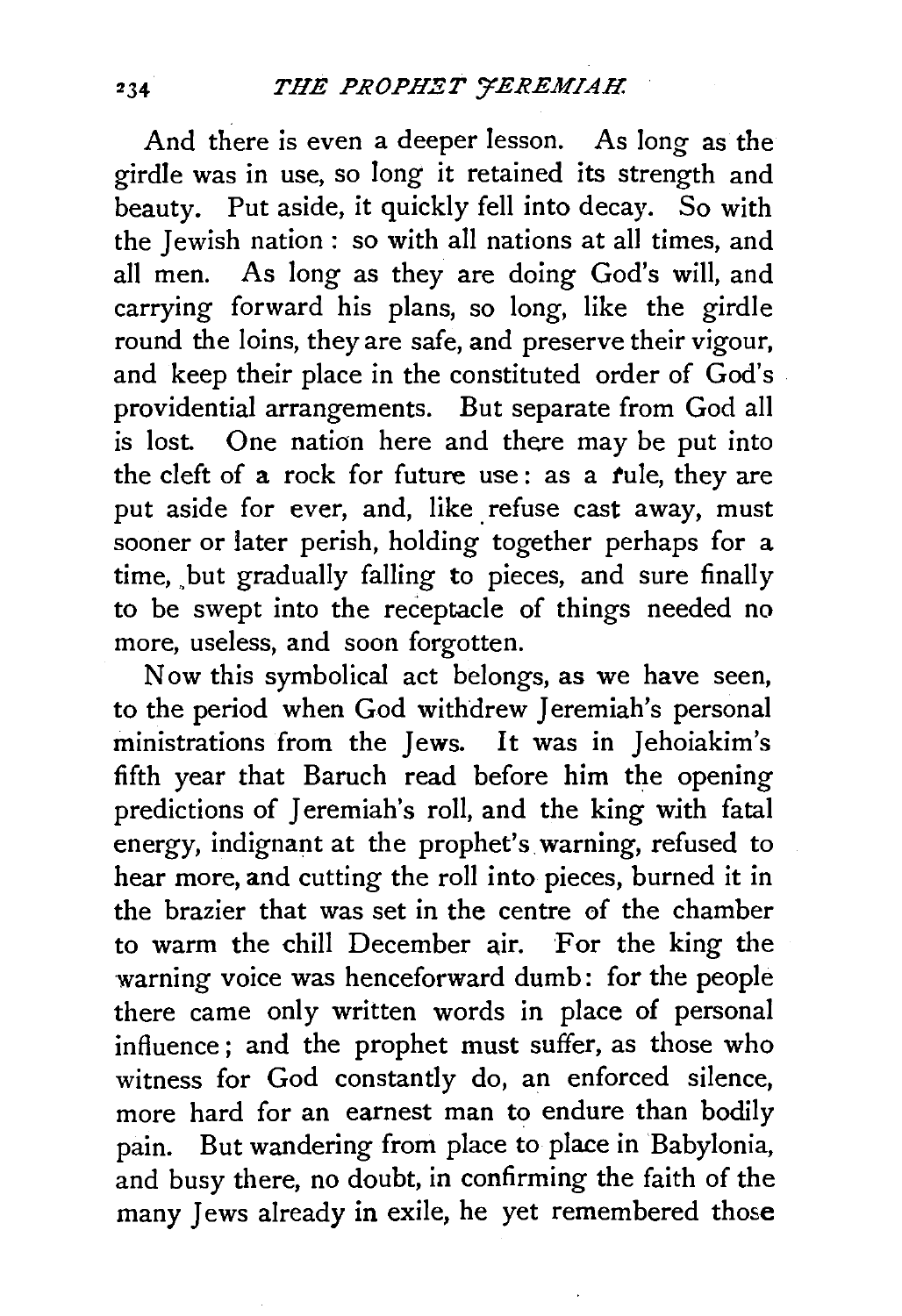And there is even a deeper lesson. As long as the girdle was in use, so long it retained its strength and beauty. Put aside, it quickly fell into decay. So with the Jewish nation: so with all nations at all times, and all men. As long as they are doing God's will, and carrying forward his plans, so long, like the girdle round the loins, they are safe, and preserve their vigour, and keep their place in the constituted order of God's providential arrangements. But separate from God all is lost. One nation here and there may be put into the cleft of a rock for future use: as a rule, they are put aside for ever, and, like refuse cast away, must sooner or later perish, holding together perhaps for a time, but gradually falling to pieces, and sure finally to be swept into the receptacle of things needed no more, useless, and soon forgotten.

Now this symbolical act belongs, as we have seen, to the period when God withdrew Jeremiah's personal ministrations from the Jews. It was in Jehoiakim's fifth year that Baruch read before him the opening predictions of Jeremiah's roll, and the king with fatal energy, indignant at the prophet's warning, refused to hear more, and cutting the roll into pieces, burned it in the brazier that was set in the centre of the chamber to warm the chill December air. For the king the warning voice was henceforward dumb: for the people there came only written words in place of personal influence; and the prophet must suffer, as those who witness for God constantly do, an enforced silence, more hard for an earnest man to endure than bodily pain. But wandering from place to place in Babylonia, and busy there, no doubt, in confirming the faith of the many Jews already in exile, he yet remembered those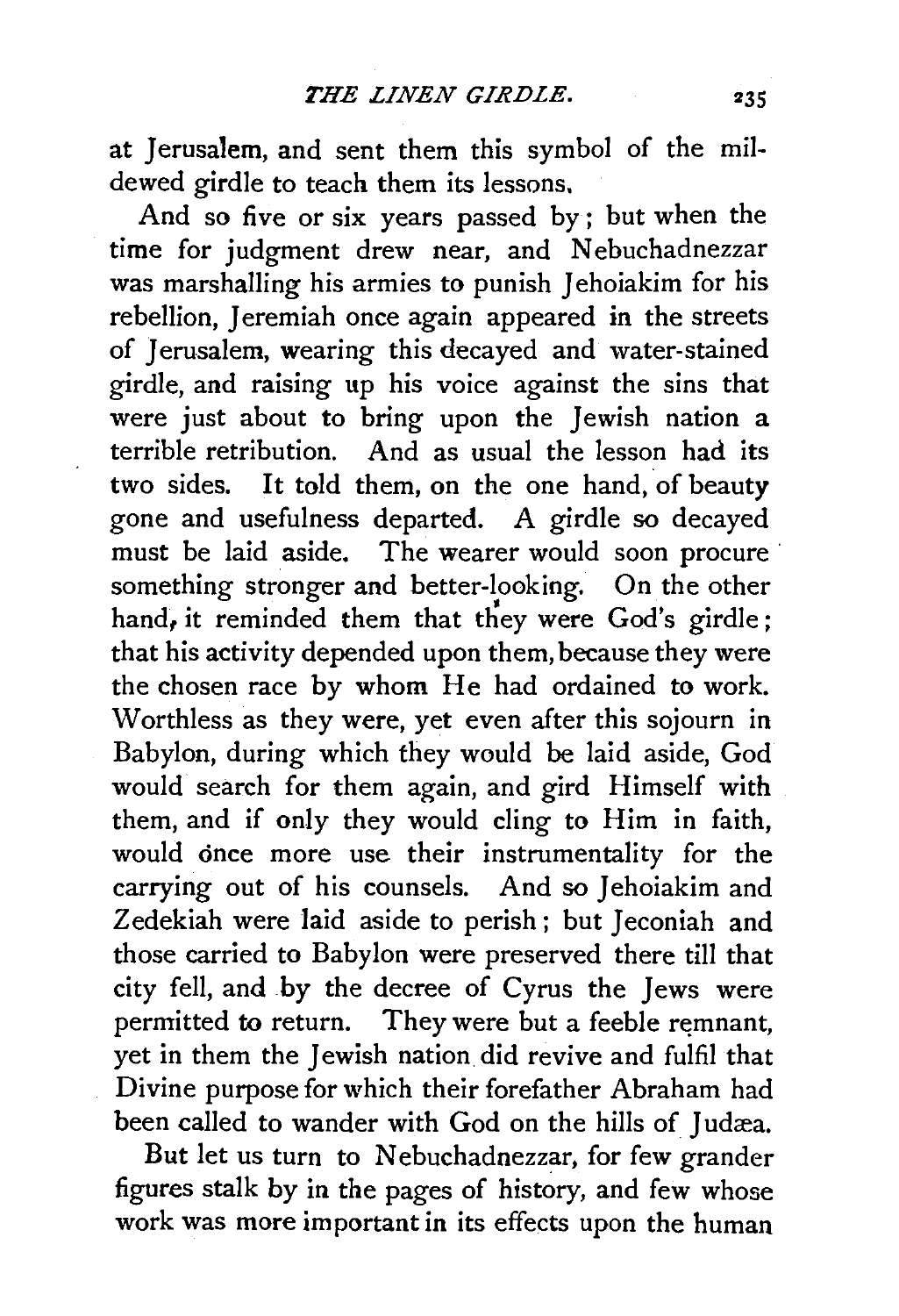at Jerusalem, and sent them this symbol of the mildewed girdle to teach them its lessons.

And so five or six years passed by; but when the time for judgment drew near, and Nebuchadnezzar was marshalling his armies to punish Jehoiakim for his rebellion, Jeremiah once again appeared in the streets of Jerusalem, wearing this decayed and water-stained girdle, and raising up his voice against the sins that were just about to bring upon the Jewish nation a terrible retribution. And as usual the lesson had its two sides. It told them, on the one hand, of beauty gone and usefulness departed. A girdle so decayed must be laid aside. The wearer would soon procure something stronger and better-looking. On the other hand, it reminded them that they were God's girdle; that his activity depended upon them, because they were the chosen race by whom He had ordained to work. Worthless as they were, yet even after this sojourn in Babylon, during which they would be laid aside, God would search for them again, and gird Himself with them, and if only they would cling to Him in faith, would once more use their instrumentality for the carrying out of his counsels. And so Jehoiakim and Zedekiah were laid aside to perish; but Jeconiah and those carried to Babylon were preserved there till that city fell, and by the decree of Cyrus the Jews were permitted to return. They were but a feeble remnant, yet in them the Jewish nation did revive and fulfil that Divine purpose for which their forefather Abraham had been called to wander with God on the hills of Judæa.

But let us turn to Nebuchadnezzar, for few grander figures stalk by in the pages of history, and few whose work was more important in its effects upon the human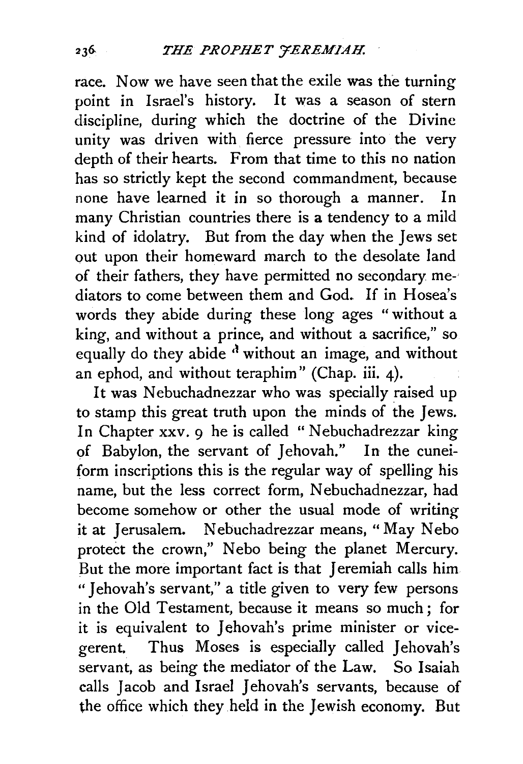race. Now we have seen that the exile was the turning point in Israel's history. It was a season of stern discipline, during which the doctrine of the Divine unity was driven with fierce pressure into the very depth of their hearts. From that time to this no nation has so strictly kept the second commandment, because none have learned it in so thorough a manner. In many Christian countries there is a tendency to a mild kind of idolatry. But from the day when the Jews set out upon their homeward march to the desolate land of their fathers, they have permitted no secondary mediators to come between them and God. If in Hosea's words they abide during these long ages "without a king, and without a prince, and without a sacrifice," so equally do they abide "without an image, and without an ephod, and without teraphim" (Chap. iii. 4).

It was Nebuchadnezzar who was specially raised up to stamp this great truth upon the minds of the Jews. In Chapter xxv. 9 he is called "Nebuchadrezzar king of Babylon, the servant of Jehovah." In the cuneiform inscriptions this is the regular way of spelling his name, but the less correct form, Nebuchadnezzar, had become somehow or other the usual mode of writing it at Jerusalem. Nebuchadrezzar means, "May Nebo protect the crown," Nebo being the planet Mercury. But the more important fact is that Jeremiah calls him "Jehovah's servant," a title given to very few persons in the Old Testament, because it means so much; for it is equivalent to Jehovah's prime minister or vicegerent. Thus Moses is especially called Jehovah's servant, as being the mediator of the Law. So Isaiah calls Jacob and Israel Jehovah's servants, because of the office which they held in the Jewish economy. But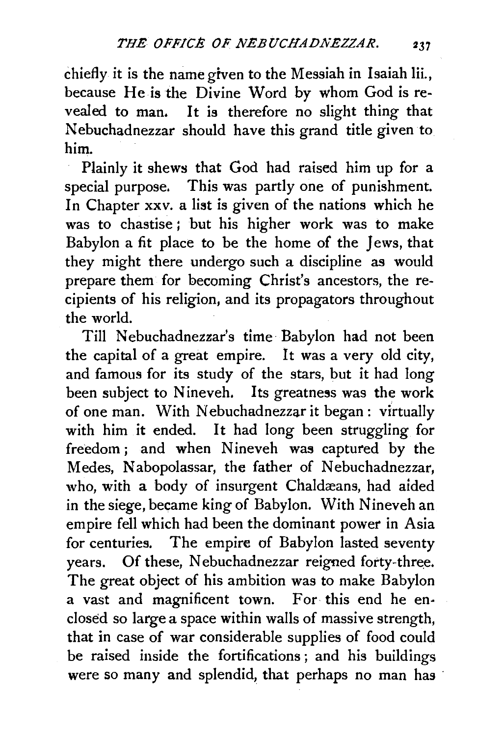chiefly it is the name given to the Messiah in Isaiah lii., because He is the Divine Word by whom God is revealed to man. It is therefore no slight thing that Nebuchadnezzar should have this grand title given to him.

Plainly it shews that God had raised him up for a special purpose. This was partly one of punishment. In Chapter xxv. a list is given of the nations which he was to chastise; but his higher work was to make Babylon a fit place to be the home of the Jews, that they might there undergo such a discipline as would prepare them for becoming Christ's ancestors, the recipients of his religion, and its propagators throughout the world.

Till Nebuchadnezzar's time Babylon had not been the capital of a great empire. It was a very old city, and famous for its study of the stars, but it had long been subject to Nineveh. Its greatness was the work of one man. With Nebuchadnezzar it began: virtually with him it ended. It had long been struggling for freedom; and when Nineveh was captured by the Medes, Nabopolassar, the father of Nebuchadnezzar, who, with a body of insurgent Chaldæans, had aided in the siege, became king of Babylon. With Nineveh an empire fell which had been the dominant power in Asia for centuries. The empire of Babylon lasted seventy years. Of these, Nebuchadnezzar reigned forty-three. The great object of his ambition was to make Babylon a vast and magnificent town. For this end he enclosed so large a space within walls of massive strength, that in case of war considerable supplies of food could be raised inside the fortifications; and his buildings were so many and splendid, that perhaps no man has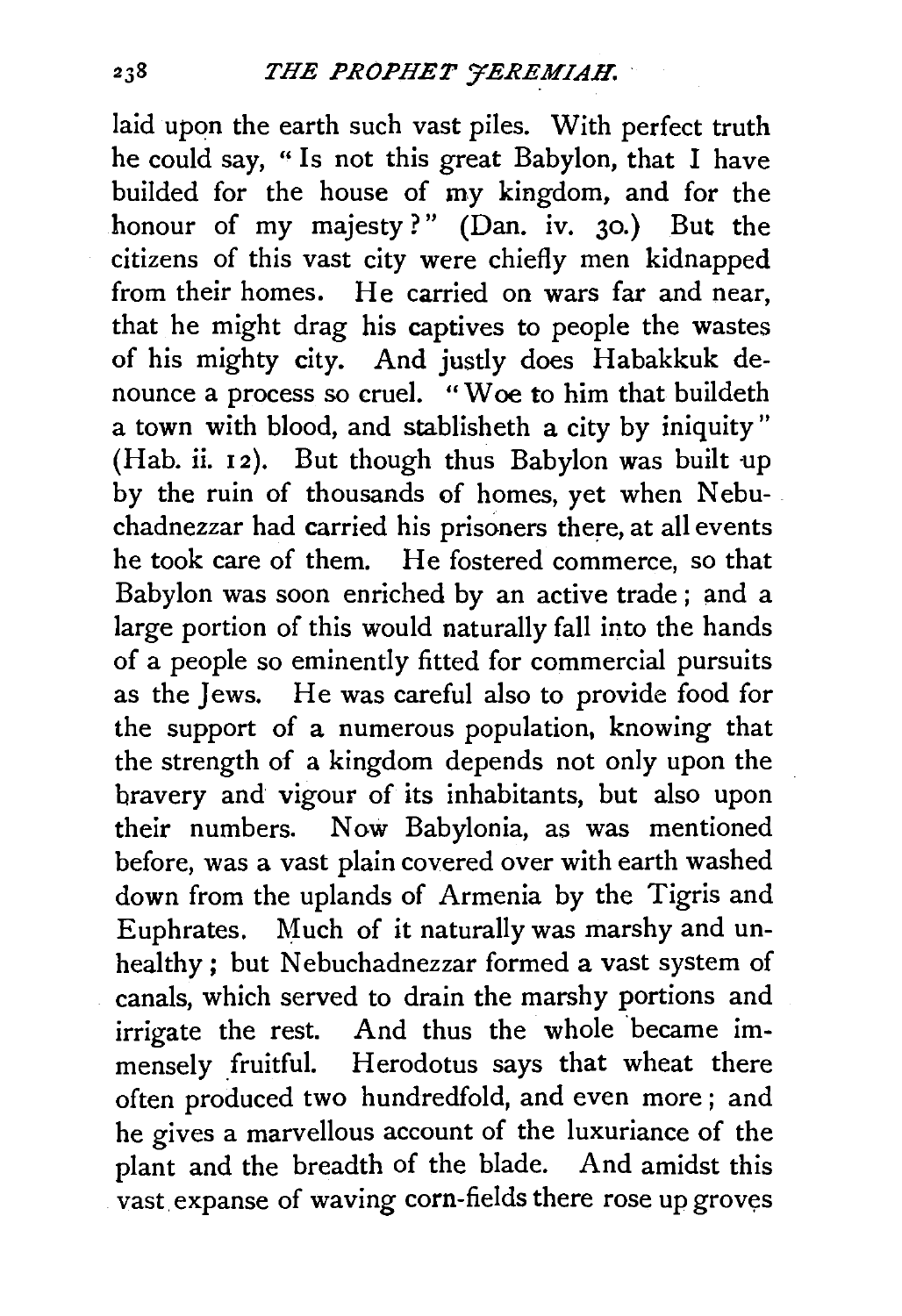laid upon the earth such vast piles. With perfect truth he could say, "Is not this great Babylon, that I have builded for the house of my kingdom, and for the honour of my majesty?" (Dan. iv. 30.) But the citizens of this vast city were chiefly men kidnapped from their homes. He carried on wars far and near, that he might drag his captives to people the wastes of his mighty city. And justly does Habakkuk denounce a process so cruel. "Woe to him that buildeth a town with blood, and stablisheth a city by iniquity" (Hab. ii. 12). But though thus Babylon was built up by the ruin of thousands of homes, yet when Nebuchadnezzar had carried his prisoners there, at all events he took care of them. He fostered commerce, so that Babylon was soon enriched by an active trade; and a large portion of this would naturally fall into the hands of a people so eminently fitted for commercial pursuits as the Jews. He was careful also to provide food for the support of a numerous population, knowing that the strength of a kingdom depends not only upon the bravery and vigour of its inhabitants, but also upon their numbers. Now Babylonia, as was mentioned before, was a vast plain covered over with earth washed down from the uplands of Armenia by the Tigris and Euphrates. Much of it naturally was marshy and unhealthy; but Nebuchadnezzar formed a vast system of canals, which served to drain the marshy portions and irrigate the rest. And thus the whole became immensely fruitful. Herodotus says that wheat there often produced two hundredfold, and even more; and he gives a marvellous account of the luxuriance of the plant and the breadth of the blade. And amidst this vast expanse of waving corn-fields there rose up groves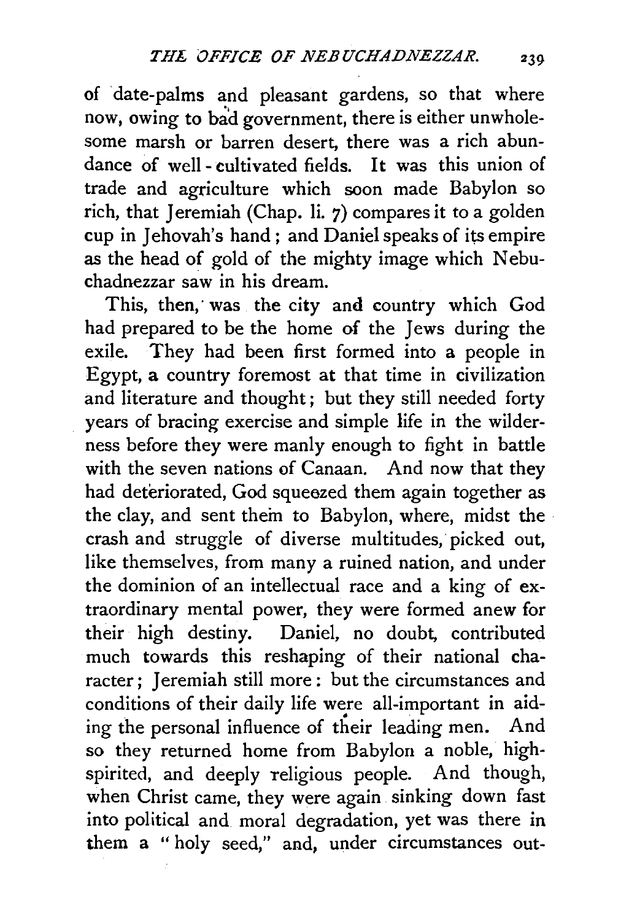of date-palms and pleasant gardens, so that where now, owing to bad government, there is either unwholesome marsh or barren desert, there was a rich abundance of well-cultivated fields. It was this union of trade and agriculture which soon made Babylon so rich, that Jeremiah (Chap. li. 7) compares it to a golden cup in Jehovah's hand; and Daniel speaks of its empire as the head of gold of the mighty image which Nebuchadnezzar saw in his dream.

This, then, was the city and country which God had prepared to be the home of the Jews during the exile. They had been first formed into a people in Egypt, a country foremost at that time in civilization and literature and thought; but they still needed forty years of bracing exercise and simple life in the wilderness before they were manly enough to fight in battle with the seven nations of Canaan. And now that they had deteriorated, God squeezed them again together as the clay, and sent them to Babylon, where, midst the crash and struggle of diverse multitudes, picked out, like themselves, from many a ruined nation, and under the dominion of an intellectual race and a king of extraordinary mental power, they were formed anew for their high destiny. Daniel, no doubt, contributed much towards this reshaping of their national character; Jeremiah still more: but the circumstances and conditions of their daily life were all-important in aiding the personal influence of their leading men. And so they returned home from Babylon a noble, high-spirited, and deeply religious people. And though, when Christ came, they were again sinking down fast into political and moral degradation, yet was there in them a "holy seed," and, under circumstances out-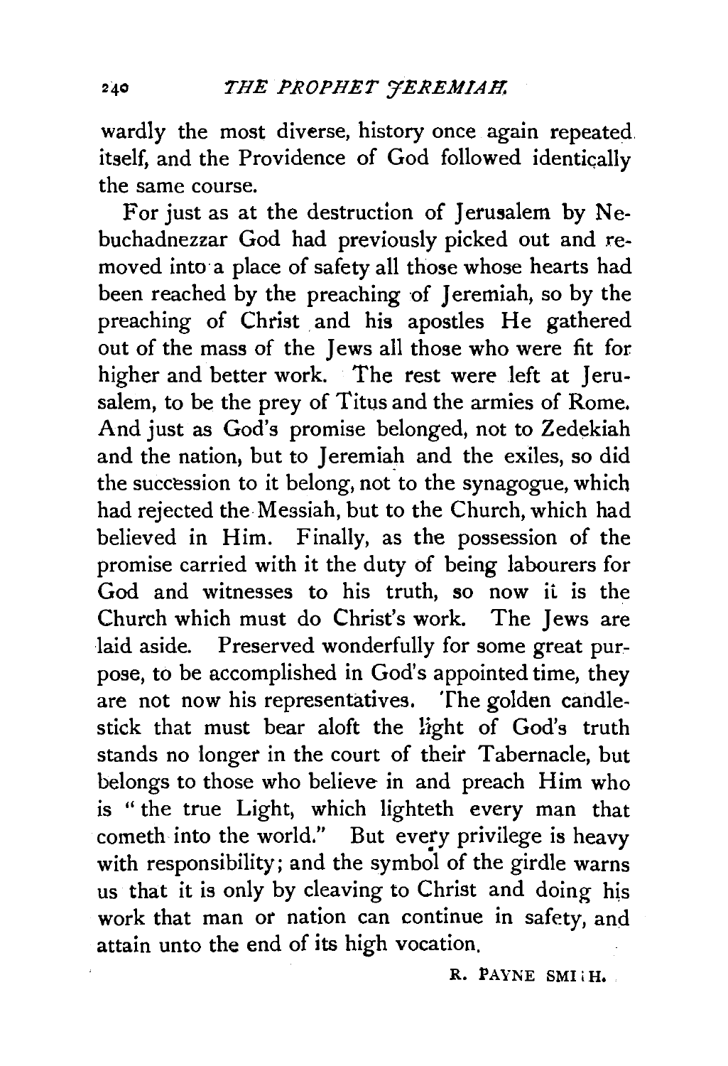wardly the most diverse, history once again repeated itself, and the Providence of God followed identically the same course.

For just as at the destruction of Jerusalem by Nebuchadnezzar God had previously picked out and removed into a place of safety all those whose hearts had been reached by the preaching of Jeremiah, so by the preaching of Christ and his apostles He gathered out of the mass of the Jews all those who were fit for higher and better work. The rest were left at Jerusalem, to be the prey of Titus and the armies of Rome. And just as God's promise belonged, not to Zedekiah and the nation, but to Jeremiah and the exiles, so did the succession to it belong, not to the synagogue, which had rejected the Messiah, but to the Church, which had believed in Him. Finally, as the possession of the promise carried with it the duty of being labourers for God and witnesses to his truth, so now it is the Church which must do Christ's work. The Jews are laid aside. Preserved wonderfully for some great purpose, to be accomplished in God's appointed time, they are not now his representatives. The golden candlestick that must bear aloft the light of God's truth stands no longer in the court of their Tabernacle, but belongs to those who believe in and preach Him who is "the true Light, which lighteth every man that cometh into the world." But every privilege is heavy with responsibility; and the symbol of the girdle warns us that it is only by cleaving to Christ and doing his work that man or nation can continue in safety, and attain unto the end of its high vocation.

R. PAYNE SMITH.